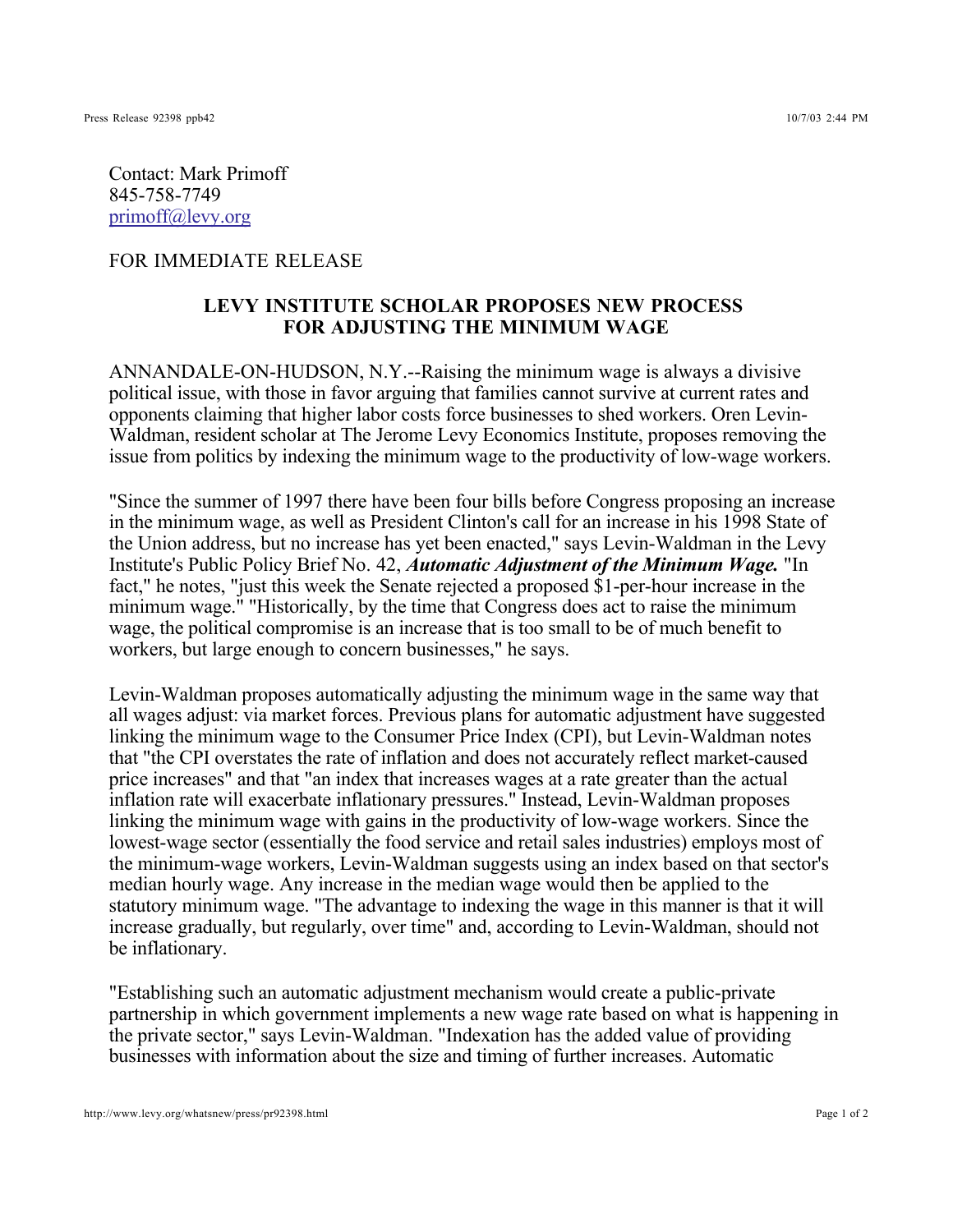Contact: Mark Primoff
845-758-7749
primoff@levy.org

FOR IMMEDIATE RELEASE

## LEVY INSTITUTE SCHOLAR PROPOSES NEW PROCESS FOR ADJUSTING THE MINIMUM WAGE

ANNANDALE-ON-HUDSON, N.Y.--Raising the minimum wage is always a divisive political issue, with those in favor arguing that families cannot survive at current rates and opponents claiming that higher labor costs force businesses to shed workers. Oren Levin-Waldman, resident scholar at The Jerome Levy Economics Institute, proposes removing the issue from politics by indexing the minimum wage to the productivity of low-wage workers.

"Since the summer of 1997 there have been four bills before Congress proposing an increase in the minimum wage, as well as President Clinton's call for an increase in his 1998 State of the Union address, but no increase has yet been enacted," says Levin-Waldman in the Levy Institute's Public Policy Brief No. 42, ***Automatic Adjustment of the Minimum Wage.*** "In fact," he notes, "just this week the Senate rejected a proposed $1-per-hour increase in the minimum wage." "Historically, by the time that Congress does act to raise the minimum wage, the political compromise is an increase that is too small to be of much benefit to workers, but large enough to concern businesses," he says.

Levin-Waldman proposes automatically adjusting the minimum wage in the same way that all wages adjust: via market forces. Previous plans for automatic adjustment have suggested linking the minimum wage to the Consumer Price Index (CPI), but Levin-Waldman notes that "the CPI overstates the rate of inflation and does not accurately reflect market-caused price increases" and that "an index that increases wages at a rate greater than the actual inflation rate will exacerbate inflationary pressures." Instead, Levin-Waldman proposes linking the minimum wage with gains in the productivity of low-wage workers. Since the lowest-wage sector (essentially the food service and retail sales industries) employs most of the minimum-wage workers, Levin-Waldman suggests using an index based on that sector's median hourly wage. Any increase in the median wage would then be applied to the statutory minimum wage. "The advantage to indexing the wage in this manner is that it will increase gradually, but regularly, over time" and, according to Levin-Waldman, should not be inflationary.

"Establishing such an automatic adjustment mechanism would create a public-private partnership in which government implements a new wage rate based on what is happening in the private sector," says Levin-Waldman. "Indexation has the added value of providing businesses with information about the size and timing of further increases. Automatic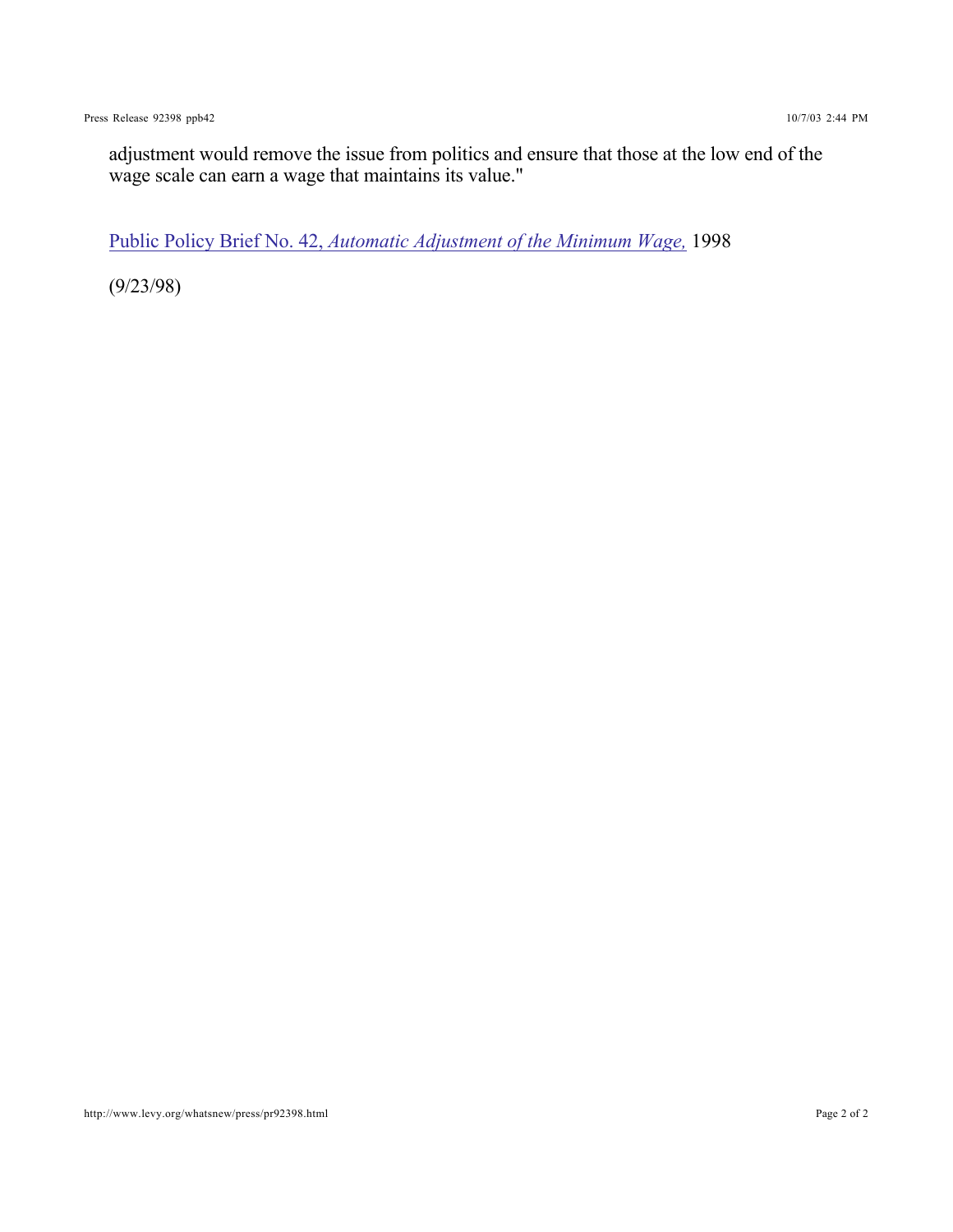adjustment would remove the issue from politics and ensure that those at the low end of the wage scale can earn a wage that maintains its value."

Public Policy Brief No. 42, *Automatic Adjustment of the Minimum Wage,* 1998

(9/23/98)